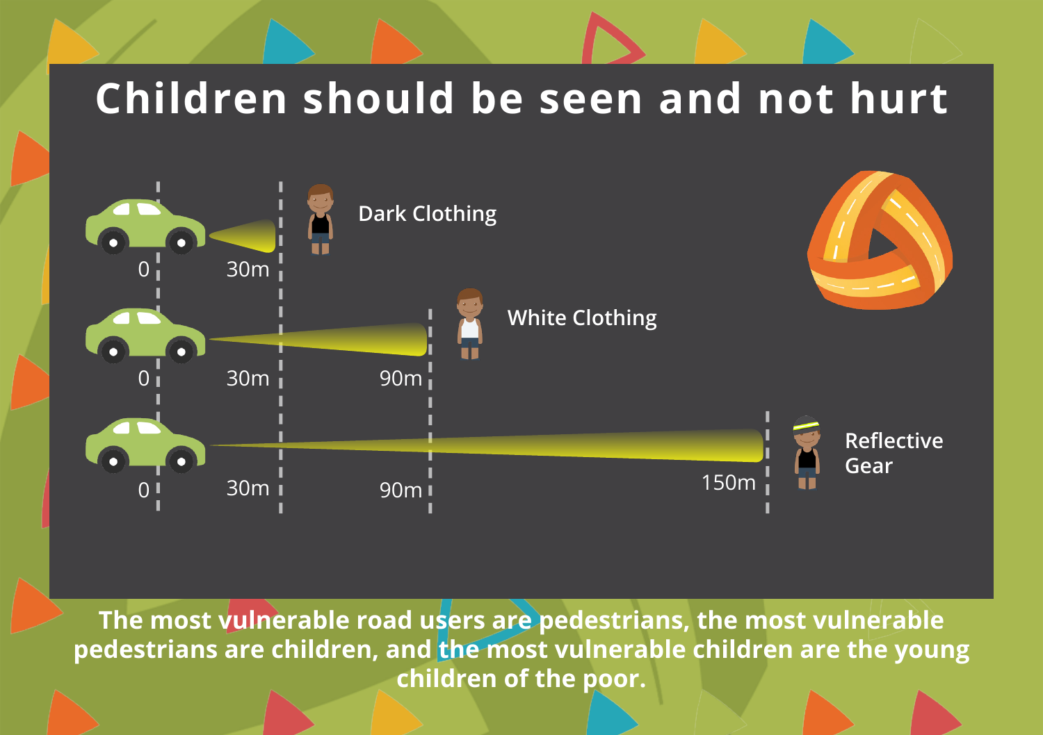# Children should be seen and not hurt

Dark Clothing

0 30m

White Clothing

0 30m 90m

Reflective Gear

0 30m 90m 150m

**The most vulnerable road users are pedestrians, the most vulnerable pedestrians are children, and the most vulnerable children are the young children of the poor.**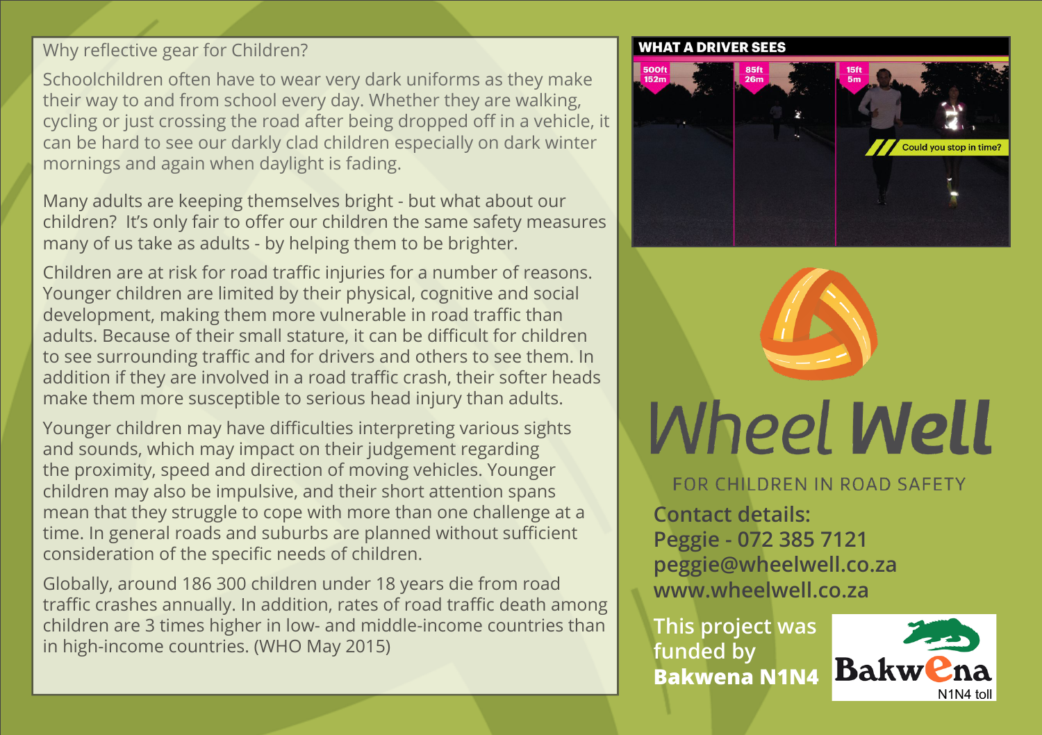## Why reflective gear for Children?

Schoolchildren often have to wear very dark uniforms as they make their way to and from school every day. Whether they are walking, cycling or just crossing the road after being dropped off in a vehicle, it can be hard to see our darkly clad children especially on dark winter mornings and again when daylight is fading.

Many adults are keeping themselves bright - but what about our children? It's only fair to offer our children the same safety measures many of us take as adults - by helping them to be brighter.

Children are at risk for road traffic injuries for a number of reasons. Younger children are limited by their physical, cognitive and social development, making them more vulnerable in road traffic than adults. Because of their small stature, it can be difficult for children to see surrounding traffic and for drivers and others to see them. In addition if they are involved in a road traffic crash, their softer heads make them more susceptible to serious head injury than adults.

Younger children may have difficulties interpreting various sights and sounds, which may impact on their judgement regarding the proximity, speed and direction of moving vehicles. Younger children may also be impulsive, and their short attention spans mean that they struggle to cope with more than one challenge at a time. In general roads and suburbs are planned without sufficient consideration of the specific needs of children.

Globally, around 186 300 children under 18 years die from road traffic crashes annually. In addition, rates of road traffic death among children are 3 times higher in low- and middle-income countries than in high-income countries. (WHO May 2015)

**WHAT A DRIVER SEES**

500ft 152m

85ft 26m

15ft 5m

Could you stop in time?

# Wheel **Well**

FOR CHILDREN IN ROAD SAFETY

**Contact details:**
**Peggie - 072 385 7121**
**peggie@wheelwell.co.za**
**www.wheelwell.co.za**

This project was funded by **Bakwena N1N4**

Bakwena N1N4 toll